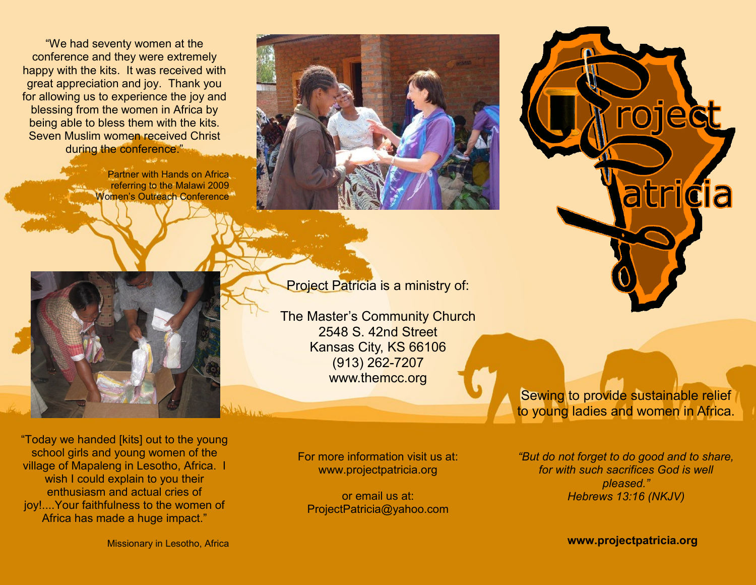"We had seventy women at the conference and they were extremely happy with the kits. It was received with great appreciation and joy. Thank you for allowing us to experience the joy and blessing from the women in Africa by being able to bless them with the kits. Seven Muslim women received Christ during the conference."

Partner with Hands on Africa referring to the Malawi 2009 Women's Outreach Conference

"Today we handed [kits] out to the young school girls and young women of the village of Mapaleng in Lesotho, Africa. I wish I could explain to you their enthusiasm and actual cries of joy!....Your faithfulness to the women of Africa has made a huge impact."

Missionary in Lesotho, Africa

Project Patricia is a ministry of:

The Master's Community Church
2548 S. 42nd Street
Kansas City, KS 66106
(913) 262-7207
www.themcc.org

For more information visit us at:
www.projectpatricia.org

or email us at:
ProjectPatricia@yahoo.com

# Project Patricia

Sewing to provide sustainable relief to young ladies and women in Africa.

*"But do not forget to do good and to share, for with such sacrifices God is well pleased."*
*Hebrews 13:16 (NKJV)*

**www.projectpatricia.org**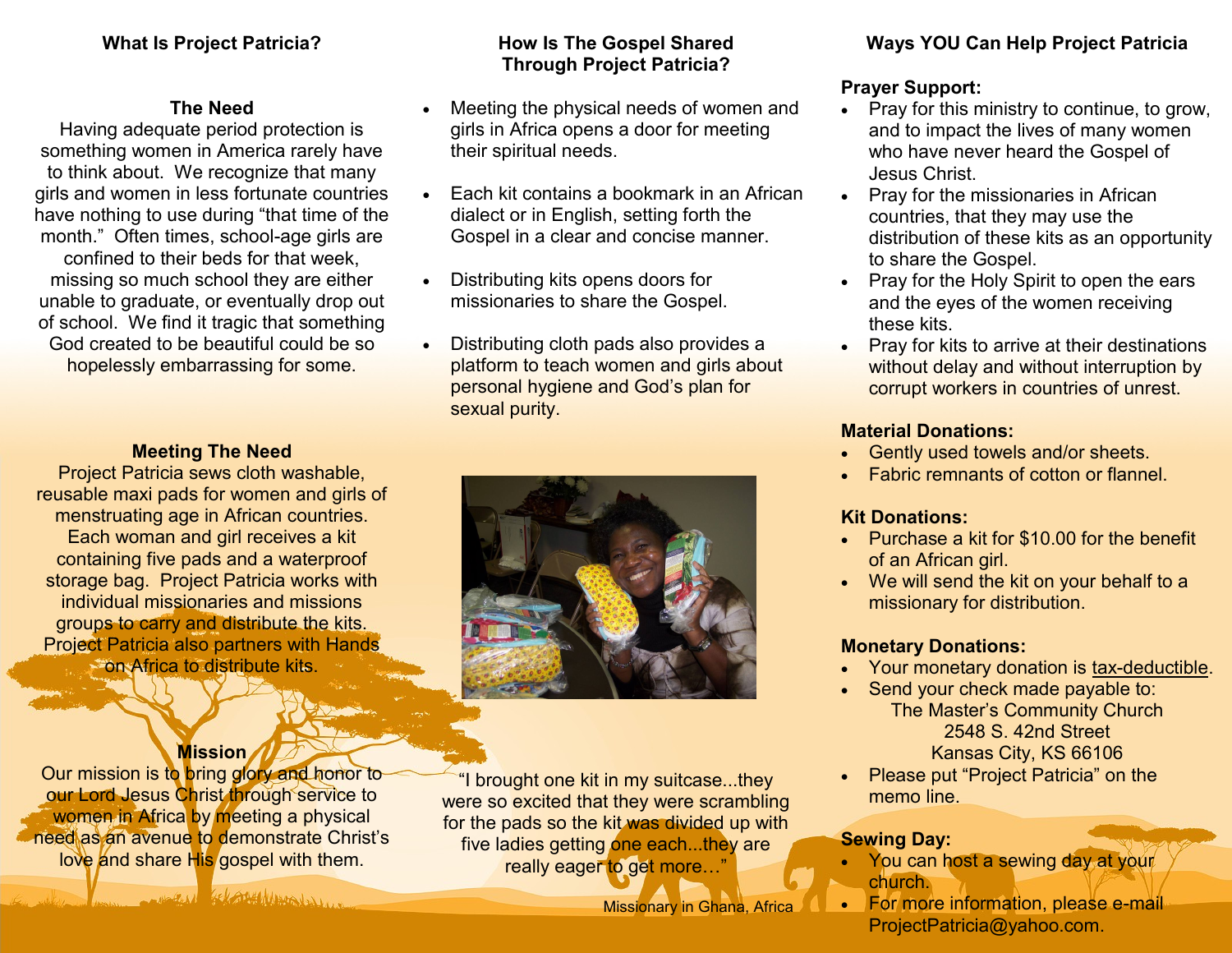## What Is Project Patricia?

### The Need

Having adequate period protection is something women in America rarely have to think about. We recognize that many girls and women in less fortunate countries have nothing to use during "that time of the month." Often times, school-age girls are confined to their beds for that week, missing so much school they are either unable to graduate, or eventually drop out of school. We find it tragic that something God created to be beautiful could be so hopelessly embarrassing for some.

### Meeting The Need

Project Patricia sews cloth washable, reusable maxi pads for women and girls of menstruating age in African countries. Each woman and girl receives a kit containing five pads and a waterproof storage bag. Project Patricia works with individual missionaries and missions groups to carry and distribute the kits. Project Patricia also partners with Hands on Africa to distribute kits.

### Mission

Our mission is to bring glory and honor to our Lord Jesus Christ through service to women in Africa by meeting a physical need as an avenue to demonstrate Christ's love and share His gospel with them.

## How Is The Gospel Shared Through Project Patricia?

- Meeting the physical needs of women and girls in Africa opens a door for meeting their spiritual needs.
- Each kit contains a bookmark in an African dialect or in English, setting forth the Gospel in a clear and concise manner.
- Distributing kits opens doors for missionaries to share the Gospel.
- Distributing cloth pads also provides a platform to teach women and girls about personal hygiene and God's plan for sexual purity.

"I brought one kit in my suitcase...they were so excited that they were scrambling for the pads so the kit was divided up with five ladies getting one each...they are really eager to get more…"

Missionary in Ghana, Africa

## Ways YOU Can Help Project Patricia

**Prayer Support:**

- Pray for this ministry to continue, to grow, and to impact the lives of many women who have never heard the Gospel of Jesus Christ.
- Pray for the missionaries in African countries, that they may use the distribution of these kits as an opportunity to share the Gospel.
- Pray for the Holy Spirit to open the ears and the eyes of the women receiving these kits.
- Pray for kits to arrive at their destinations without delay and without interruption by corrupt workers in countries of unrest.

**Material Donations:**

- Gently used towels and/or sheets.
- Fabric remnants of cotton or flannel.

**Kit Donations:**

- Purchase a kit for $10.00 for the benefit of an African girl.
- We will send the kit on your behalf to a missionary for distribution.

**Monetary Donations:**

- Your monetary donation is tax-deductible.
- Send your check made payable to:
  The Master's Community Church
  2548 S. 42nd Street
  Kansas City, KS 66106
- Please put "Project Patricia" on the memo line.

**Sewing Day:**

- You can host a sewing day at your church.
- For more information, please e-mail ProjectPatricia@yahoo.com.